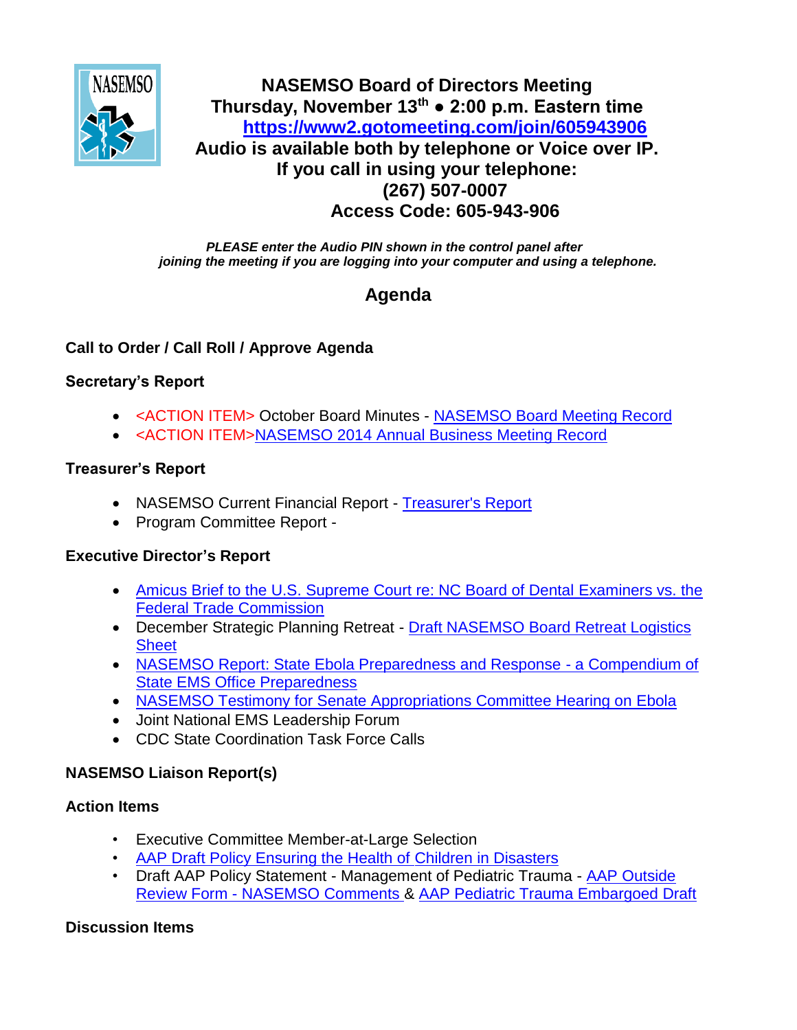# NASEMSO Board of Directors Meeting

**Thursday, November 13th ● 2:00 p.m. Eastern time**

**https://www2.gotomeeting.com/join/605943906**

**Audio is available both by telephone or Voice over IP.**

**If you call in using your telephone:**

**(267) 507-0007**

**Access Code: 605-943-906**

***PLEASE enter the Audio PIN shown in the control panel after joining the meeting if you are logging into your computer and using a telephone.***

## Agenda

### Call to Order / Call Roll / Approve Agenda

### Secretary's Report

- <ACTION ITEM> October Board Minutes - NASEMSO Board Meeting Record
- <ACTION ITEM>NASEMSO 2014 Annual Business Meeting Record

### Treasurer's Report

- NASEMSO Current Financial Report - Treasurer's Report
- Program Committee Report -

### Executive Director's Report

- Amicus Brief to the U.S. Supreme Court re: NC Board of Dental Examiners vs. the Federal Trade Commission
- December Strategic Planning Retreat - Draft NASEMSO Board Retreat Logistics Sheet
- NASEMSO Report: State Ebola Preparedness and Response - a Compendium of State EMS Office Preparedness
- NASEMSO Testimony for Senate Appropriations Committee Hearing on Ebola
- Joint National EMS Leadership Forum
- CDC State Coordination Task Force Calls

### NASEMSO Liaison Report(s)

### Action Items

- Executive Committee Member-at-Large Selection
- AAP Draft Policy Ensuring the Health of Children in Disasters
- Draft AAP Policy Statement - Management of Pediatric Trauma - AAP Outside Review Form - NASEMSO Comments & AAP Pediatric Trauma Embargoed Draft

### Discussion Items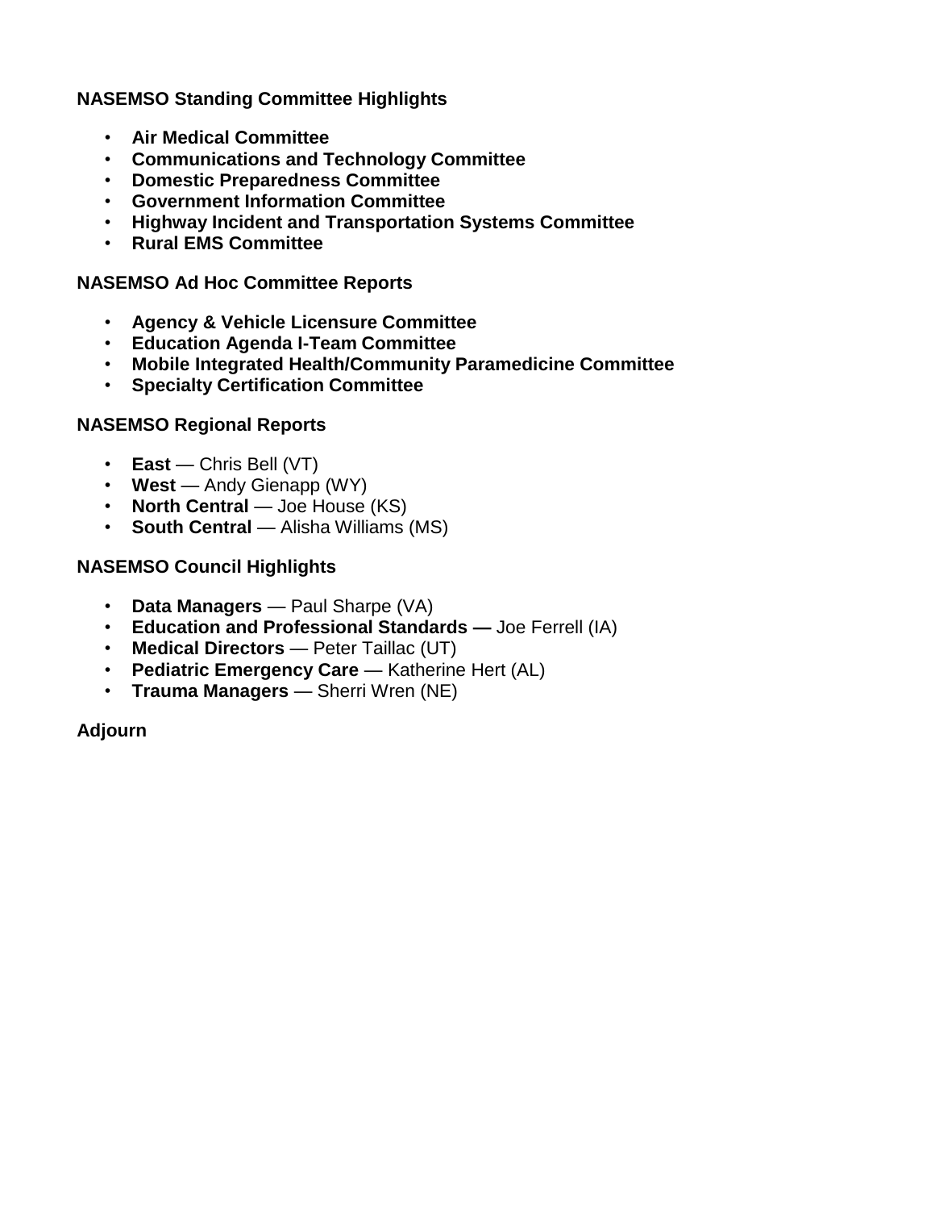**NASEMSO Standing Committee Highlights**

- **Air Medical Committee**
- **Communications and Technology Committee**
- **Domestic Preparedness Committee**
- **Government Information Committee**
- **Highway Incident and Transportation Systems Committee**
- **Rural EMS Committee**

**NASEMSO Ad Hoc Committee Reports**

- **Agency & Vehicle Licensure Committee**
- **Education Agenda I-Team Committee**
- **Mobile Integrated Health/Community Paramedicine Committee**
- **Specialty Certification Committee**

**NASEMSO Regional Reports**

- **East** — Chris Bell (VT)
- **West** — Andy Gienapp (WY)
- **North Central** — Joe House (KS)
- **South Central** — Alisha Williams (MS)

**NASEMSO Council Highlights**

- **Data Managers** — Paul Sharpe (VA)
- **Education and Professional Standards —** Joe Ferrell (IA)
- **Medical Directors** — Peter Taillac (UT)
- **Pediatric Emergency Care** — Katherine Hert (AL)
- **Trauma Managers** — Sherri Wren (NE)

**Adjourn**